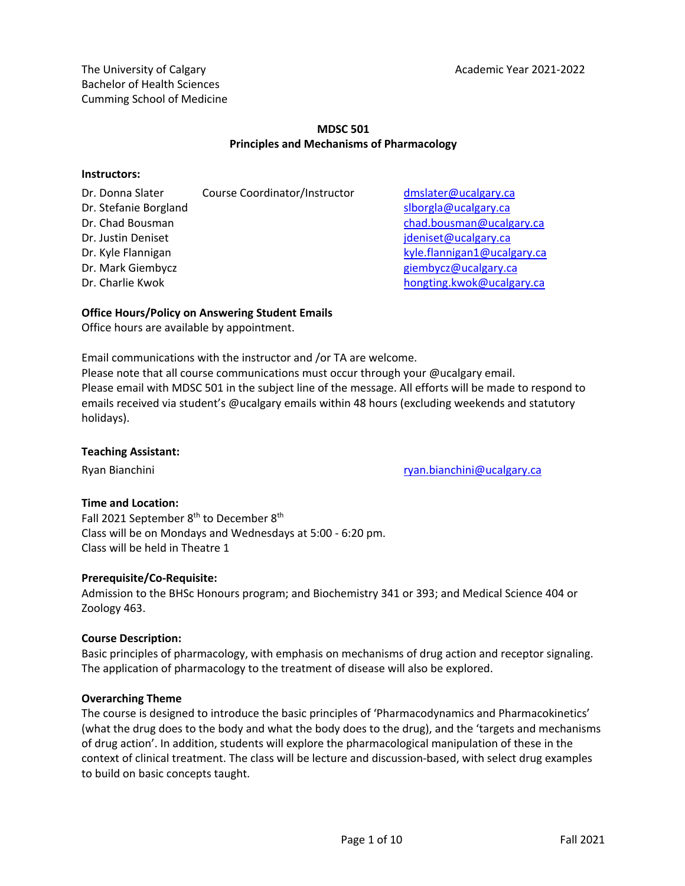The University of Calgary
Bachelor of Health Sciences
Cumming School of Medicine

Academic Year 2021-2022

# MDSC 501
## Principles and Mechanisms of Pharmacology

**Instructors:**

| | | |
|---|---|---|
| Dr. Donna Slater | Course Coordinator/Instructor | dmslater@ucalgary.ca |
| Dr. Stefanie Borgland | | slborgla@ucalgary.ca |
| Dr. Chad Bousman | | chad.bousman@ucalgary.ca |
| Dr. Justin Deniset | | jdeniset@ucalgary.ca |
| Dr. Kyle Flannigan | | kyle.flannigan1@ucalgary.ca |
| Dr. Mark Giembycz | | giembycz@ucalgary.ca |
| Dr. Charlie Kwok | | hongting.kwok@ucalgary.ca |

**Office Hours/Policy on Answering Student Emails**

Office hours are available by appointment.

Email communications with the instructor and /or TA are welcome.
Please note that all course communications must occur through your @ucalgary email.
Please email with MDSC 501 in the subject line of the message. All efforts will be made to respond to emails received via student's @ucalgary emails within 48 hours (excluding weekends and statutory holidays).

**Teaching Assistant:**

Ryan Bianchini ryan.bianchini@ucalgary.ca

**Time and Location:**

Fall 2021 September 8th to December 8th
Class will be on Mondays and Wednesdays at 5:00 - 6:20 pm.
Class will be held in Theatre 1

**Prerequisite/Co-Requisite:**

Admission to the BHSc Honours program; and Biochemistry 341 or 393; and Medical Science 404 or Zoology 463.

**Course Description:**

Basic principles of pharmacology, with emphasis on mechanisms of drug action and receptor signaling. The application of pharmacology to the treatment of disease will also be explored.

**Overarching Theme**

The course is designed to introduce the basic principles of 'Pharmacodynamics and Pharmacokinetics' (what the drug does to the body and what the body does to the drug), and the 'targets and mechanisms of drug action'. In addition, students will explore the pharmacological manipulation of these in the context of clinical treatment. The class will be lecture and discussion-based, with select drug examples to build on basic concepts taught.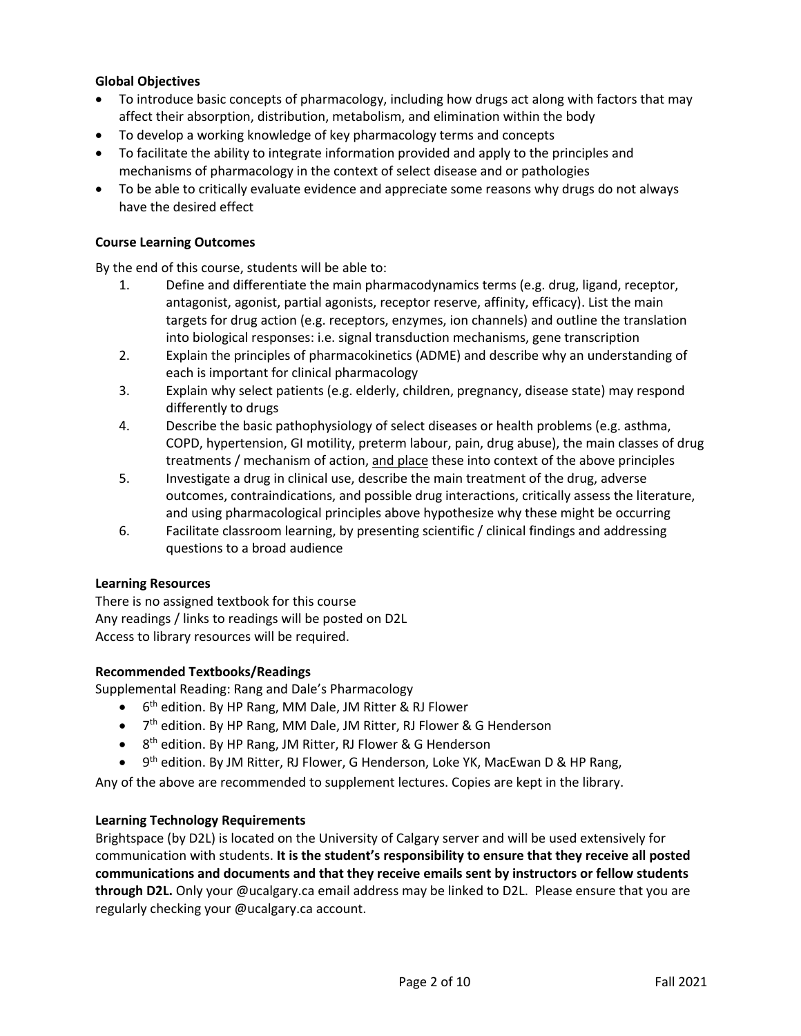**Global Objectives**

- To introduce basic concepts of pharmacology, including how drugs act along with factors that may affect their absorption, distribution, metabolism, and elimination within the body
- To develop a working knowledge of key pharmacology terms and concepts
- To facilitate the ability to integrate information provided and apply to the principles and mechanisms of pharmacology in the context of select disease and or pathologies
- To be able to critically evaluate evidence and appreciate some reasons why drugs do not always have the desired effect

**Course Learning Outcomes**

By the end of this course, students will be able to:

1. Define and differentiate the main pharmacodynamics terms (e.g. drug, ligand, receptor, antagonist, agonist, partial agonists, receptor reserve, affinity, efficacy). List the main targets for drug action (e.g. receptors, enzymes, ion channels) and outline the translation into biological responses: i.e. signal transduction mechanisms, gene transcription
2. Explain the principles of pharmacokinetics (ADME) and describe why an understanding of each is important for clinical pharmacology
3. Explain why select patients (e.g. elderly, children, pregnancy, disease state) may respond differently to drugs
4. Describe the basic pathophysiology of select diseases or health problems (e.g. asthma, COPD, hypertension, GI motility, preterm labour, pain, drug abuse), the main classes of drug treatments / mechanism of action, <u>and place</u> these into context of the above principles
5. Investigate a drug in clinical use, describe the main treatment of the drug, adverse outcomes, contraindications, and possible drug interactions, critically assess the literature, and using pharmacological principles above hypothesize why these might be occurring
6. Facilitate classroom learning, by presenting scientific / clinical findings and addressing questions to a broad audience

**Learning Resources**

There is no assigned textbook for this course
Any readings / links to readings will be posted on D2L
Access to library resources will be required.

**Recommended Textbooks/Readings**

Supplemental Reading: Rang and Dale's Pharmacology

- 6th edition. By HP Rang, MM Dale, JM Ritter & RJ Flower
- 7th edition. By HP Rang, MM Dale, JM Ritter, RJ Flower & G Henderson
- 8th edition. By HP Rang, JM Ritter, RJ Flower & G Henderson
- 9th edition. By JM Ritter, RJ Flower, G Henderson, Loke YK, MacEwan D & HP Rang,

Any of the above are recommended to supplement lectures. Copies are kept in the library.

**Learning Technology Requirements**

Brightspace (by D2L) is located on the University of Calgary server and will be used extensively for communication with students. **It is the student's responsibility to ensure that they receive all posted communications and documents and that they receive emails sent by instructors or fellow students through D2L.** Only your @ucalgary.ca email address may be linked to D2L. Please ensure that you are regularly checking your @ucalgary.ca account.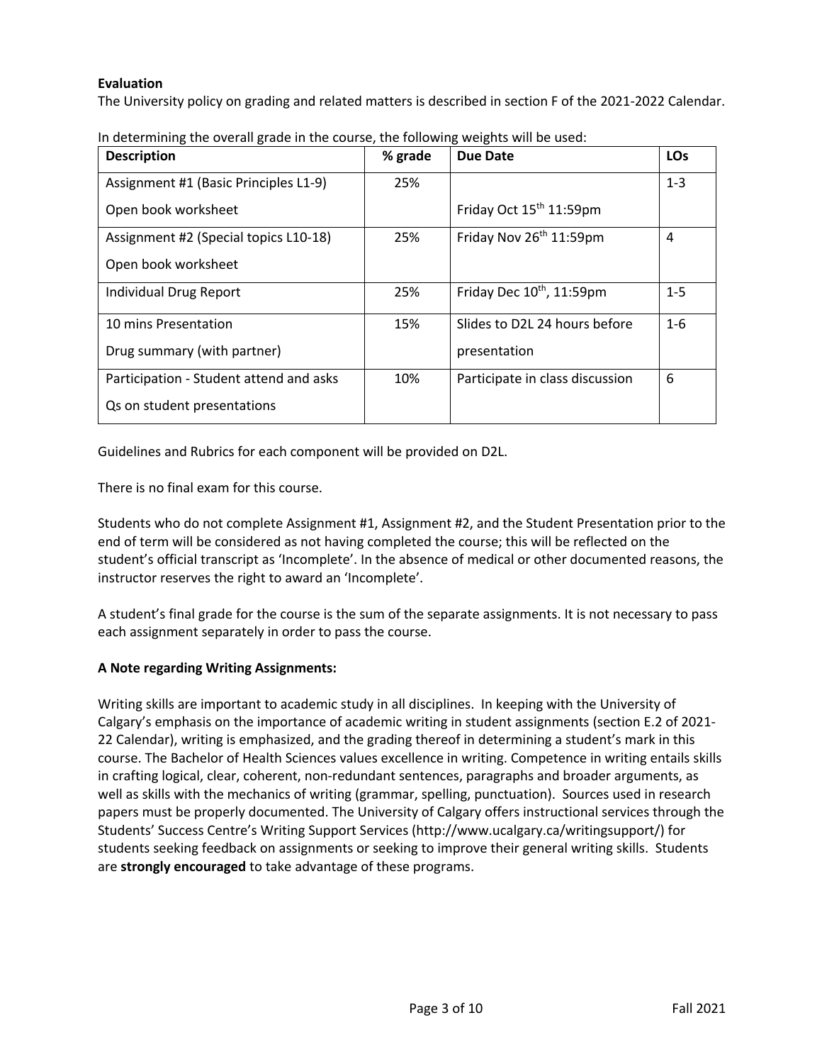**Evaluation**

The University policy on grading and related matters is described in section F of the 2021-2022 Calendar.

In determining the overall grade in the course, the following weights will be used:

| Description | % grade | Due Date | LOs |
|---|---|---|---|
| Assignment #1 (Basic Principles L1-9) Open book worksheet | 25% | Friday Oct 15th 11:59pm | 1-3 |
| Assignment #2 (Special topics L10-18) Open book worksheet | 25% | Friday Nov 26th 11:59pm | 4 |
| Individual Drug Report | 25% | Friday Dec 10th, 11:59pm | 1-5 |
| 10 mins Presentation Drug summary (with partner) | 15% | Slides to D2L 24 hours before presentation | 1-6 |
| Participation - Student attend and asks Qs on student presentations | 10% | Participate in class discussion | 6 |

Guidelines and Rubrics for each component will be provided on D2L.

There is no final exam for this course.

Students who do not complete Assignment #1, Assignment #2, and the Student Presentation prior to the end of term will be considered as not having completed the course; this will be reflected on the student's official transcript as 'Incomplete'. In the absence of medical or other documented reasons, the instructor reserves the right to award an 'Incomplete'.

A student's final grade for the course is the sum of the separate assignments. It is not necessary to pass each assignment separately in order to pass the course.

**A Note regarding Writing Assignments:**

Writing skills are important to academic study in all disciplines. In keeping with the University of Calgary's emphasis on the importance of academic writing in student assignments (section E.2 of 2021-22 Calendar), writing is emphasized, and the grading thereof in determining a student's mark in this course. The Bachelor of Health Sciences values excellence in writing. Competence in writing entails skills in crafting logical, clear, coherent, non-redundant sentences, paragraphs and broader arguments, as well as skills with the mechanics of writing (grammar, spelling, punctuation). Sources used in research papers must be properly documented. The University of Calgary offers instructional services through the Students' Success Centre's Writing Support Services (http://www.ucalgary.ca/writingsupport/) for students seeking feedback on assignments or seeking to improve their general writing skills. Students are **strongly encouraged** to take advantage of these programs.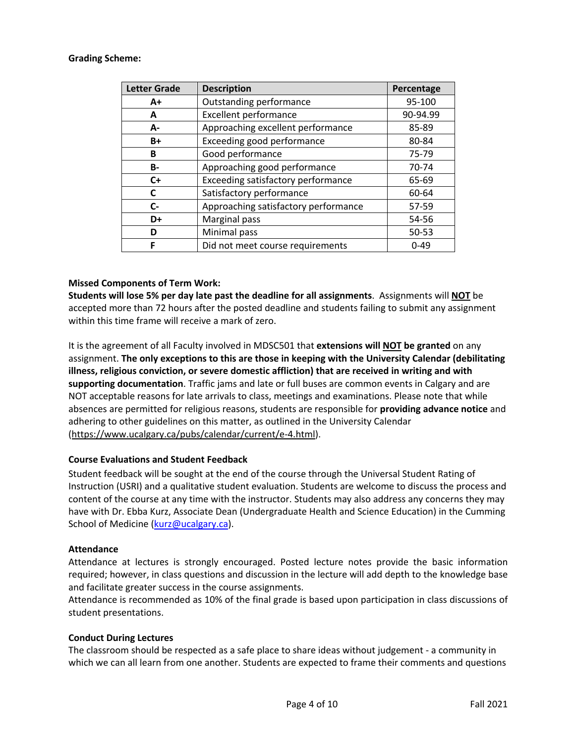**Grading Scheme:**

| Letter Grade | Description | Percentage |
|---|---|---|
| A+ | Outstanding performance | 95-100 |
| A | Excellent performance | 90-94.99 |
| A- | Approaching excellent performance | 85-89 |
| B+ | Exceeding good performance | 80-84 |
| B | Good performance | 75-79 |
| B- | Approaching good performance | 70-74 |
| C+ | Exceeding satisfactory performance | 65-69 |
| C | Satisfactory performance | 60-64 |
| C- | Approaching satisfactory performance | 57-59 |
| D+ | Marginal pass | 54-56 |
| D | Minimal pass | 50-53 |
| F | Did not meet course requirements | 0-49 |

**Missed Components of Term Work:**

**Students will lose 5% per day late past the deadline for all assignments**. Assignments will **NOT** be accepted more than 72 hours after the posted deadline and students failing to submit any assignment within this time frame will receive a mark of zero.

It is the agreement of all Faculty involved in MDSC501 that **extensions will NOT be granted** on any assignment. **The only exceptions to this are those in keeping with the University Calendar (debilitating illness, religious conviction, or severe domestic affliction) that are received in writing and with supporting documentation**. Traffic jams and late or full buses are common events in Calgary and are NOT acceptable reasons for late arrivals to class, meetings and examinations. Please note that while absences are permitted for religious reasons, students are responsible for **providing advance notice** and adhering to other guidelines on this matter, as outlined in the University Calendar (https://www.ucalgary.ca/pubs/calendar/current/e-4.html).

**Course Evaluations and Student Feedback**

Student feedback will be sought at the end of the course through the Universal Student Rating of Instruction (USRI) and a qualitative student evaluation. Students are welcome to discuss the process and content of the course at any time with the instructor. Students may also address any concerns they may have with Dr. Ebba Kurz, Associate Dean (Undergraduate Health and Science Education) in the Cumming School of Medicine (kurz@ucalgary.ca).

**Attendance**

Attendance at lectures is strongly encouraged. Posted lecture notes provide the basic information required; however, in class questions and discussion in the lecture will add depth to the knowledge base and facilitate greater success in the course assignments.

Attendance is recommended as 10% of the final grade is based upon participation in class discussions of student presentations.

**Conduct During Lectures**

The classroom should be respected as a safe place to share ideas without judgement - a community in which we can all learn from one another. Students are expected to frame their comments and questions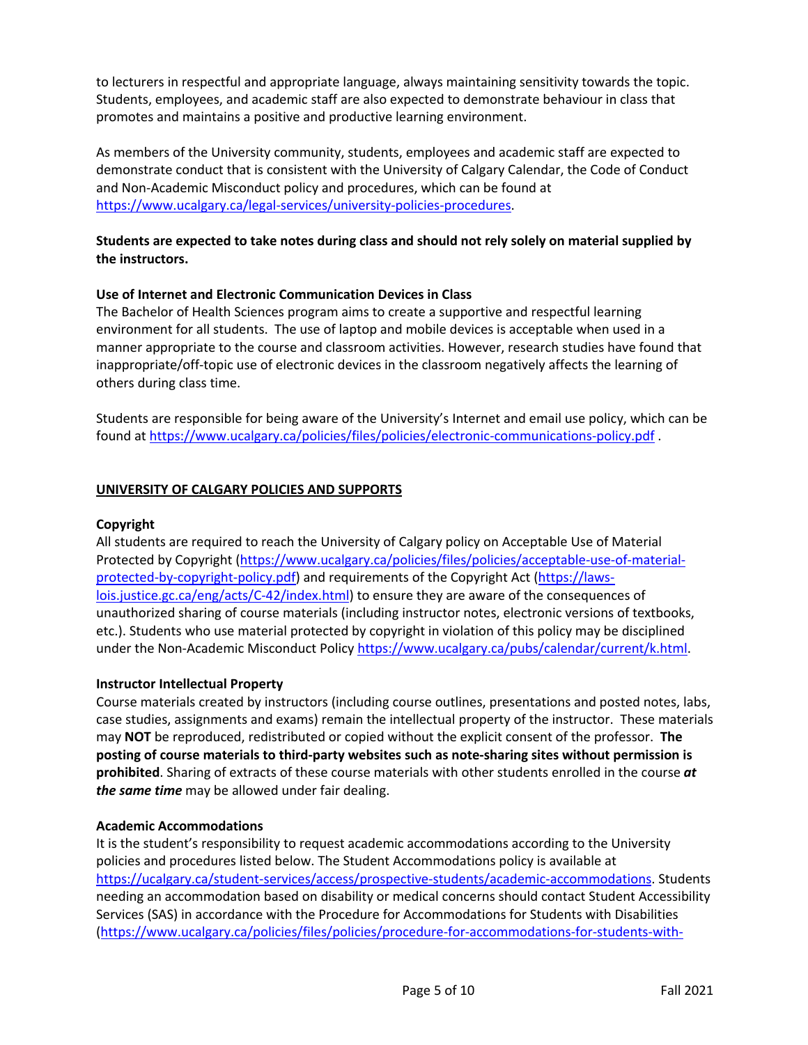to lecturers in respectful and appropriate language, always maintaining sensitivity towards the topic. Students, employees, and academic staff are also expected to demonstrate behaviour in class that promotes and maintains a positive and productive learning environment.

As members of the University community, students, employees and academic staff are expected to demonstrate conduct that is consistent with the University of Calgary Calendar, the Code of Conduct and Non-Academic Misconduct policy and procedures, which can be found at https://www.ucalgary.ca/legal-services/university-policies-procedures.

**Students are expected to take notes during class and should not rely solely on material supplied by the instructors.**

**Use of Internet and Electronic Communication Devices in Class**

The Bachelor of Health Sciences program aims to create a supportive and respectful learning environment for all students. The use of laptop and mobile devices is acceptable when used in a manner appropriate to the course and classroom activities. However, research studies have found that inappropriate/off-topic use of electronic devices in the classroom negatively affects the learning of others during class time.

Students are responsible for being aware of the University's Internet and email use policy, which can be found at https://www.ucalgary.ca/policies/files/policies/electronic-communications-policy.pdf .

## UNIVERSITY OF CALGARY POLICIES AND SUPPORTS

**Copyright**

All students are required to reach the University of Calgary policy on Acceptable Use of Material Protected by Copyright (https://www.ucalgary.ca/policies/files/policies/acceptable-use-of-material-protected-by-copyright-policy.pdf) and requirements of the Copyright Act (https://laws-lois.justice.gc.ca/eng/acts/C-42/index.html) to ensure they are aware of the consequences of unauthorized sharing of course materials (including instructor notes, electronic versions of textbooks, etc.). Students who use material protected by copyright in violation of this policy may be disciplined under the Non-Academic Misconduct Policy https://www.ucalgary.ca/pubs/calendar/current/k.html.

**Instructor Intellectual Property**

Course materials created by instructors (including course outlines, presentations and posted notes, labs, case studies, assignments and exams) remain the intellectual property of the instructor. These materials may **NOT** be reproduced, redistributed or copied without the explicit consent of the professor. **The posting of course materials to third-party websites such as note-sharing sites without permission is prohibited**. Sharing of extracts of these course materials with other students enrolled in the course ***at the same time*** may be allowed under fair dealing.

**Academic Accommodations**

It is the student's responsibility to request academic accommodations according to the University policies and procedures listed below. The Student Accommodations policy is available at https://ucalgary.ca/student-services/access/prospective-students/academic-accommodations. Students needing an accommodation based on disability or medical concerns should contact Student Accessibility Services (SAS) in accordance with the Procedure for Accommodations for Students with Disabilities (https://www.ucalgary.ca/policies/files/policies/procedure-for-accommodations-for-students-with-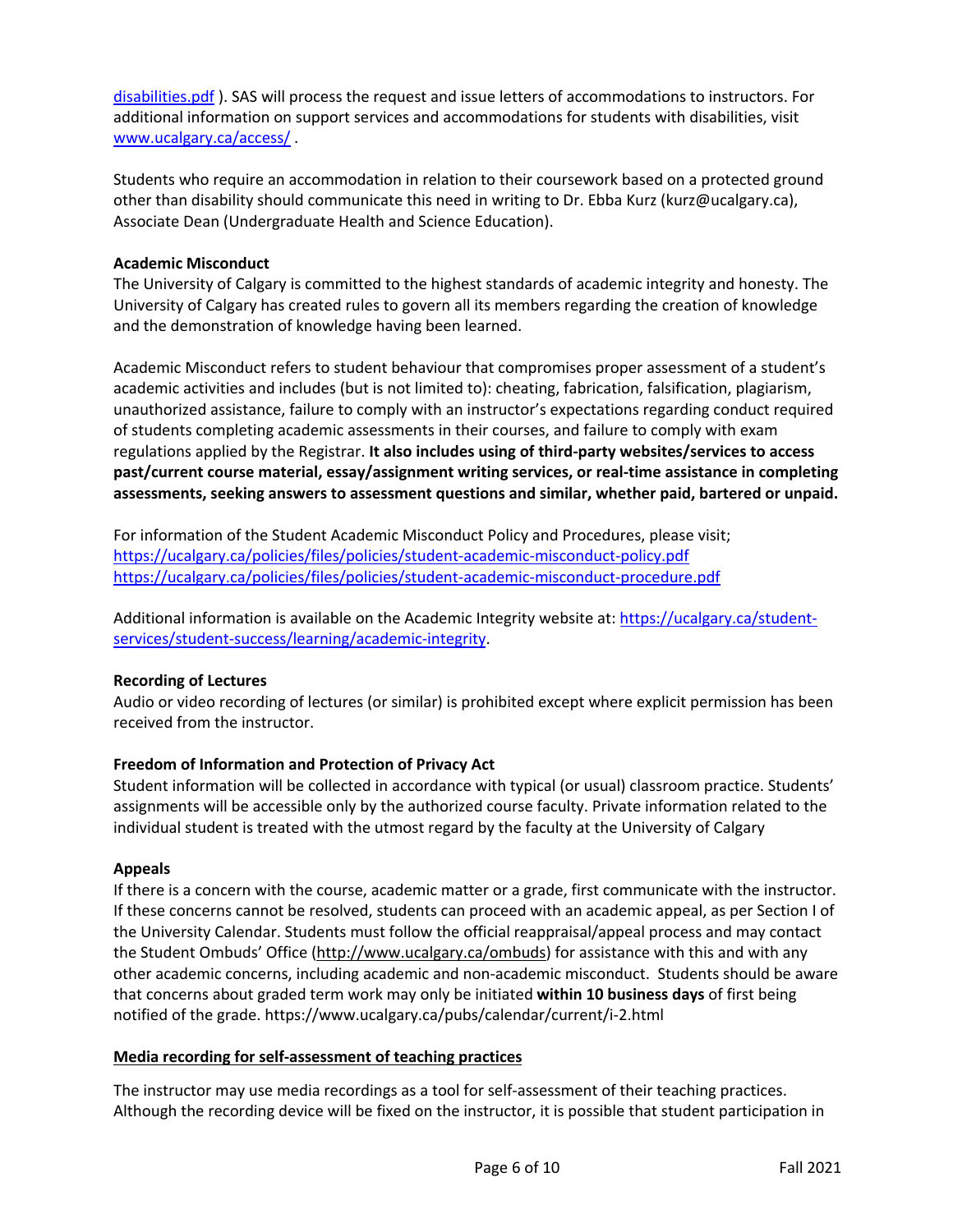[disabilities.pdf](disabilities.pdf) ). SAS will process the request and issue letters of accommodations to instructors. For additional information on support services and accommodations for students with disabilities, visit [www.ucalgary.ca/access/](www.ucalgary.ca/access/) .

Students who require an accommodation in relation to their coursework based on a protected ground other than disability should communicate this need in writing to Dr. Ebba Kurz (kurz@ucalgary.ca), Associate Dean (Undergraduate Health and Science Education).

**Academic Misconduct**

The University of Calgary is committed to the highest standards of academic integrity and honesty. The University of Calgary has created rules to govern all its members regarding the creation of knowledge and the demonstration of knowledge having been learned.

Academic Misconduct refers to student behaviour that compromises proper assessment of a student's academic activities and includes (but is not limited to): cheating, fabrication, falsification, plagiarism, unauthorized assistance, failure to comply with an instructor's expectations regarding conduct required of students completing academic assessments in their courses, and failure to comply with exam regulations applied by the Registrar. **It also includes using of third-party websites/services to access past/current course material, essay/assignment writing services, or real-time assistance in completing assessments, seeking answers to assessment questions and similar, whether paid, bartered or unpaid.**

For information of the Student Academic Misconduct Policy and Procedures, please visit;
https://ucalgary.ca/policies/files/policies/student-academic-misconduct-policy.pdf
https://ucalgary.ca/policies/files/policies/student-academic-misconduct-procedure.pdf

Additional information is available on the Academic Integrity website at: https://ucalgary.ca/student-services/student-success/learning/academic-integrity.

**Recording of Lectures**

Audio or video recording of lectures (or similar) is prohibited except where explicit permission has been received from the instructor.

**Freedom of Information and Protection of Privacy Act**

Student information will be collected in accordance with typical (or usual) classroom practice. Students' assignments will be accessible only by the authorized course faculty. Private information related to the individual student is treated with the utmost regard by the faculty at the University of Calgary

**Appeals**

If there is a concern with the course, academic matter or a grade, first communicate with the instructor. If these concerns cannot be resolved, students can proceed with an academic appeal, as per Section I of the University Calendar. Students must follow the official reappraisal/appeal process and may contact the Student Ombuds' Office (http://www.ucalgary.ca/ombuds) for assistance with this and with any other academic concerns, including academic and non-academic misconduct. Students should be aware that concerns about graded term work may only be initiated **within 10 business days** of first being notified of the grade. https://www.ucalgary.ca/pubs/calendar/current/i-2.html

**Media recording for self-assessment of teaching practices**

The instructor may use media recordings as a tool for self-assessment of their teaching practices. Although the recording device will be fixed on the instructor, it is possible that student participation in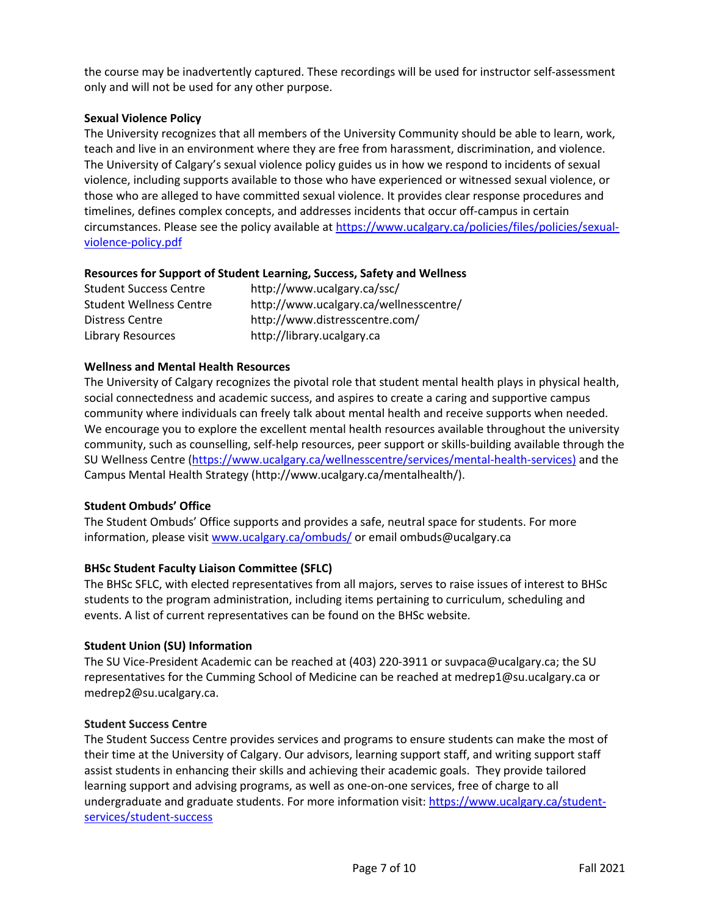the course may be inadvertently captured. These recordings will be used for instructor self-assessment only and will not be used for any other purpose.

**Sexual Violence Policy**

The University recognizes that all members of the University Community should be able to learn, work, teach and live in an environment where they are free from harassment, discrimination, and violence. The University of Calgary's sexual violence policy guides us in how we respond to incidents of sexual violence, including supports available to those who have experienced or witnessed sexual violence, or those who are alleged to have committed sexual violence. It provides clear response procedures and timelines, defines complex concepts, and addresses incidents that occur off-campus in certain circumstances. Please see the policy available at https://www.ucalgary.ca/policies/files/policies/sexual-violence-policy.pdf

**Resources for Support of Student Learning, Success, Safety and Wellness**

| | |
|---|---|
| Student Success Centre | http://www.ucalgary.ca/ssc/ |
| Student Wellness Centre | http://www.ucalgary.ca/wellnesscentre/ |
| Distress Centre | http://www.distresscentre.com/ |
| Library Resources | http://library.ucalgary.ca |

**Wellness and Mental Health Resources**

The University of Calgary recognizes the pivotal role that student mental health plays in physical health, social connectedness and academic success, and aspires to create a caring and supportive campus community where individuals can freely talk about mental health and receive supports when needed. We encourage you to explore the excellent mental health resources available throughout the university community, such as counselling, self-help resources, peer support or skills-building available through the SU Wellness Centre (https://www.ucalgary.ca/wellnesscentre/services/mental-health-services) and the Campus Mental Health Strategy (http://www.ucalgary.ca/mentalhealth/).

**Student Ombuds' Office**

The Student Ombuds' Office supports and provides a safe, neutral space for students. For more information, please visit www.ucalgary.ca/ombuds/ or email ombuds@ucalgary.ca

**BHSc Student Faculty Liaison Committee (SFLC)**

The BHSc SFLC, with elected representatives from all majors, serves to raise issues of interest to BHSc students to the program administration, including items pertaining to curriculum, scheduling and events. A list of current representatives can be found on the BHSc website.

**Student Union (SU) Information**

The SU Vice-President Academic can be reached at (403) 220-3911 or suvpaca@ucalgary.ca; the SU representatives for the Cumming School of Medicine can be reached at medrep1@su.ucalgary.ca or medrep2@su.ucalgary.ca.

**Student Success Centre**

The Student Success Centre provides services and programs to ensure students can make the most of their time at the University of Calgary. Our advisors, learning support staff, and writing support staff assist students in enhancing their skills and achieving their academic goals. They provide tailored learning support and advising programs, as well as one-on-one services, free of charge to all undergraduate and graduate students. For more information visit: https://www.ucalgary.ca/student-services/student-success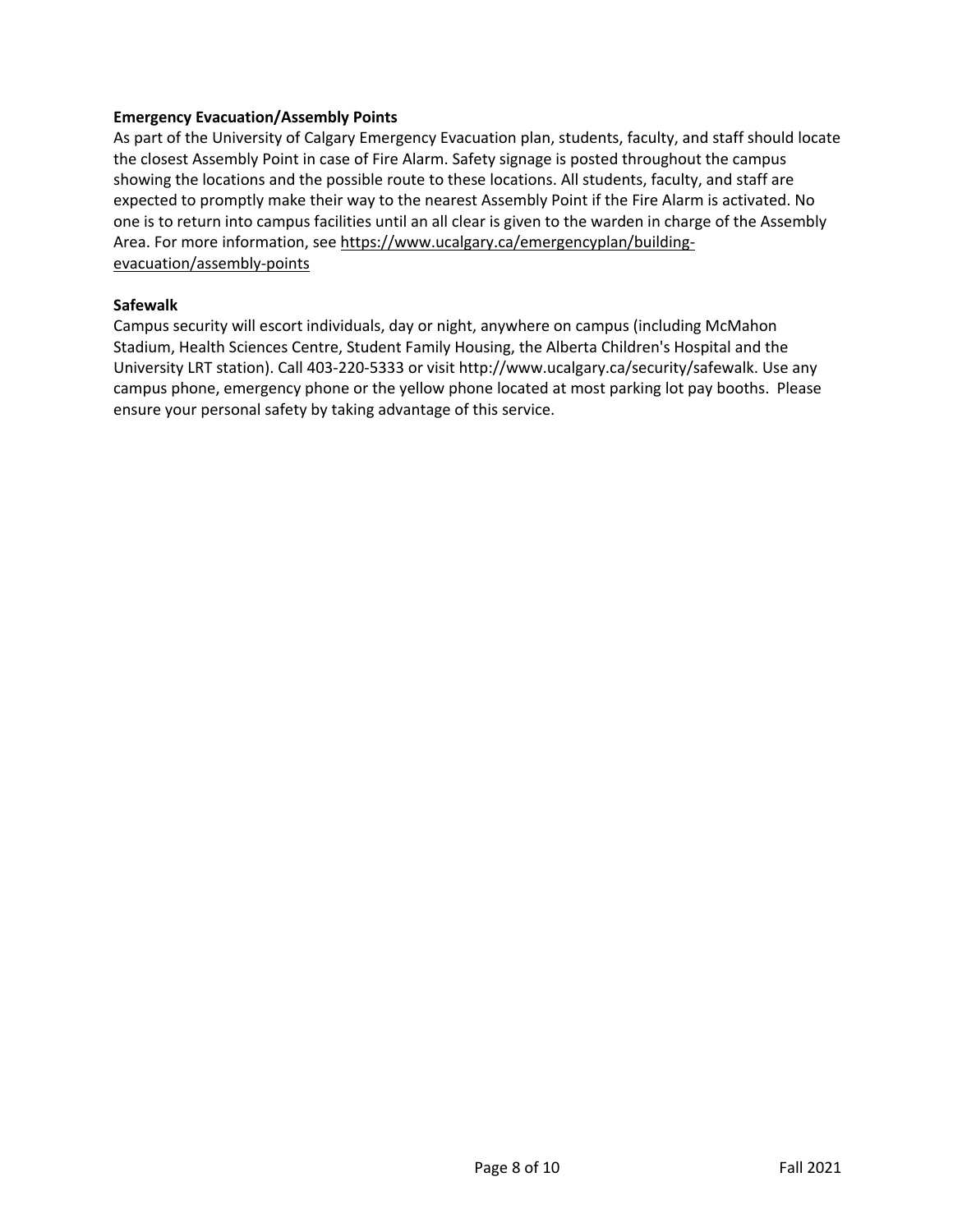**Emergency Evacuation/Assembly Points**

As part of the University of Calgary Emergency Evacuation plan, students, faculty, and staff should locate the closest Assembly Point in case of Fire Alarm. Safety signage is posted throughout the campus showing the locations and the possible route to these locations. All students, faculty, and staff are expected to promptly make their way to the nearest Assembly Point if the Fire Alarm is activated. No one is to return into campus facilities until an all clear is given to the warden in charge of the Assembly Area. For more information, see https://www.ucalgary.ca/emergencyplan/building-evacuation/assembly-points

**Safewalk**

Campus security will escort individuals, day or night, anywhere on campus (including McMahon Stadium, Health Sciences Centre, Student Family Housing, the Alberta Children's Hospital and the University LRT station). Call 403-220-5333 or visit http://www.ucalgary.ca/security/safewalk. Use any campus phone, emergency phone or the yellow phone located at most parking lot pay booths. Please ensure your personal safety by taking advantage of this service.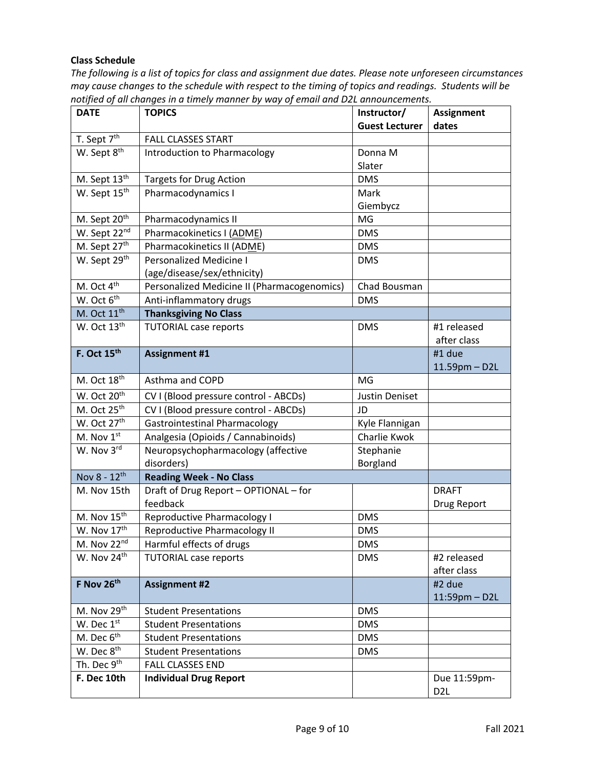**Class Schedule**

*The following is a list of topics for class and assignment due dates. Please note unforeseen circumstances may cause changes to the schedule with respect to the timing of topics and readings. Students will be notified of all changes in a timely manner by way of email and D2L announcements.*

| DATE | TOPICS | Instructor/ Guest Lecturer | Assignment dates |
|---|---|---|---|
| T. Sept 7th | FALL CLASSES START | | |
| W. Sept 8th | Introduction to Pharmacology | Donna M Slater | |
| M. Sept 13th | Targets for Drug Action | DMS | |
| W. Sept 15th | Pharmacodynamics I | Mark Giembycz | |
| M. Sept 20th | Pharmacodynamics II | MG | |
| W. Sept 22nd | Pharmacokinetics I (ADME) | DMS | |
| M. Sept 27th | Pharmacokinetics II (ADME) | DMS | |
| W. Sept 29th | Personalized Medicine I (age/disease/sex/ethnicity) | DMS | |
| M. Oct 4th | Personalized Medicine II (Pharmacogenomics) | Chad Bousman | |
| W. Oct 6th | Anti-inflammatory drugs | DMS | |
| M. Oct 11th | **Thanksgiving No Class** | | |
| W. Oct 13th | TUTORIAL case reports | DMS | #1 released after class |
| **F. Oct 15th** | **Assignment #1** | | #1 due 11.59pm – D2L |
| M. Oct 18th | Asthma and COPD | MG | |
| W. Oct 20th | CV I (Blood pressure control - ABCDs) | Justin Deniset | |
| M. Oct 25th | CV I (Blood pressure control - ABCDs) | JD | |
| W. Oct 27th | Gastrointestinal Pharmacology | Kyle Flannigan | |
| M. Nov 1st | Analgesia (Opioids / Cannabinoids) | Charlie Kwok | |
| W. Nov 3rd | Neuropsychopharmacology (affective disorders) | Stephanie Borgland | |
| Nov 8 - 12th | **Reading Week - No Class** | | |
| M. Nov 15th | Draft of Drug Report – OPTIONAL – for feedback | | DRAFT Drug Report |
| M. Nov 15th | Reproductive Pharmacology I | DMS | |
| W. Nov 17th | Reproductive Pharmacology II | DMS | |
| M. Nov 22nd | Harmful effects of drugs | DMS | |
| W. Nov 24th | TUTORIAL case reports | DMS | #2 released after class |
| **F Nov 26th** | **Assignment #2** | | #2 due 11:59pm – D2L |
| M. Nov 29th | Student Presentations | DMS | |
| W. Dec 1st | Student Presentations | DMS | |
| M. Dec 6th | Student Presentations | DMS | |
| W. Dec 8th | Student Presentations | DMS | |
| Th. Dec 9th | FALL CLASSES END | | |
| **F. Dec 10th** | **Individual Drug Report** | | Due 11:59pm-D2L |